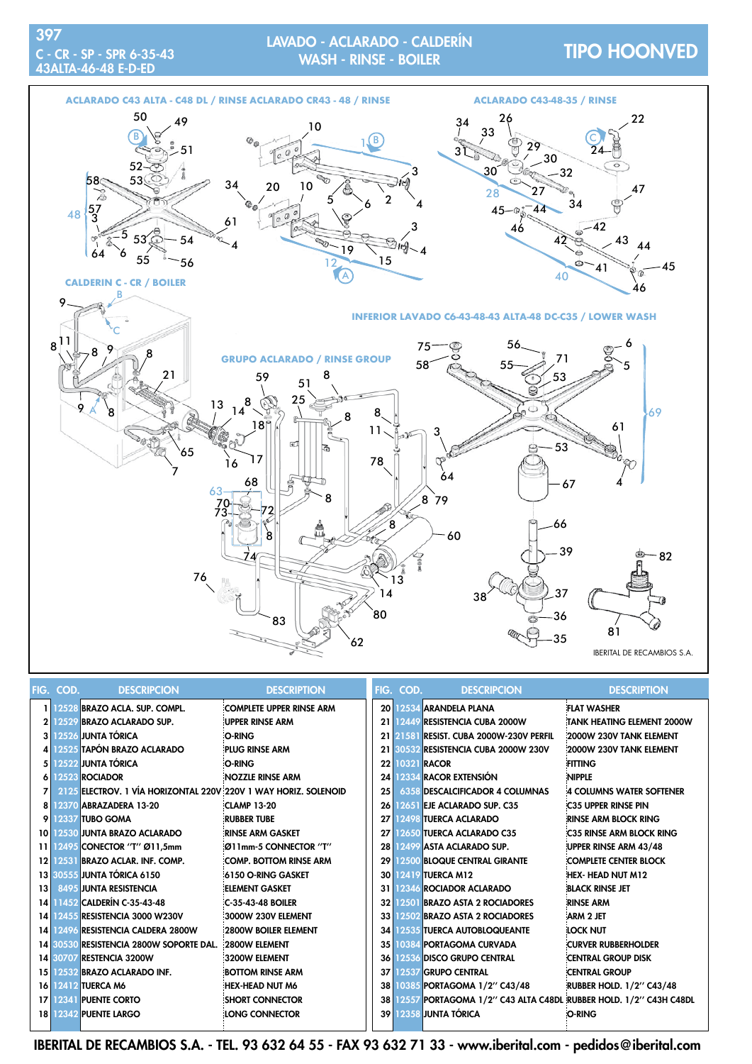# LAVADO - ACLARADO - CALDERÍN
# WASH - RINSE - BOILER

**TIPO HOONVED**

C - CR - SP - SPR 6-35-43
43ALTA-46-48 E-D-ED

ACLARADO C43 ALTA - C48 DL / RINSE ACLARADO CR43 - 48 / RINSE

ACLARADO C43-48-35 / RINSE

CALDERIN C - CR / BOILER

INFERIOR LAVADO C6-43-48-43 ALTA-48 DC-C35 / LOWER WASH

GRUPO ACLARADO / RINSE GROUP

IBERITAL DE RECAMBIOS S.A.

| FIG. | COD. | DESCRIPCION | DESCRIPTION |
|---|---|---|---|
| 1 | 12528 | BRAZO ACLA. SUP. COMPL. | COMPLETE UPPER RINSE ARM |
| 2 | 12529 | BRAZO ACLARADO SUP. | UPPER RINSE ARM |
| 3 | 12526 | JUNTA TÓRICA | O-RING |
| 4 | 12525 | TAPÓN BRAZO ACLARADO | PLUG RINSE ARM |
| 5 | 12522 | JUNTA TÓRICA | O-RING |
| 6 | 12523 | ROCIADOR | NOZZLE RINSE ARM |
| 7 | 2125 | ELECTROV. 1 VÍA HORIZONTAL 220V | 220V 1 WAY HORIZ. SOLENOID |
| 8 | 12370 | ABRAZADERA 13-20 | CLAMP 13-20 |
| 9 | 12337 | TUBO GOMA | RUBBER TUBE |
| 10 | 12530 | JUNTA BRAZO ACLARADO | RINSE ARM GASKET |
| 11 | 12495 | CONECTOR "T" Ø11,5mm | Ø11mm-5 CONNECTOR "T" |
| 12 | 12531 | BRAZO ACLAR. INF. COMP. | COMP. BOTTOM RINSE ARM |
| 13 | 30555 | JUNTA TÓRICA 6150 | 6150 O-RING GASKET |
| 13 | 8495 | JUNTA RESISTENCIA | ELEMENT GASKET |
| 14 | 11452 | CALDERÍN C-35-43-48 | C-35-43-48 BOILER |
| 14 | 12455 | RESISTENCIA 3000 W230V | 3000W 230V ELEMENT |
| 14 | 12496 | RESISTENCIA CALDERA 2800W | 2800W BOILER ELEMENT |
| 14 | 30530 | RESISTENCIA 2800W SOPORTE DAL. | 2800W ELEMENT |
| 14 | 30707 | RESTENCIA 3200W | 3200W ELEMENT |
| 15 | 12532 | BRAZO ACLARADO INF. | BOTTOM RINSE ARM |
| 16 | 12412 | TUERCA M6 | HEX-HEAD NUT M6 |
| 17 | 12341 | PUENTE CORTO | SHORT CONNECTOR |
| 18 | 12342 | PUENTE LARGO | LONG CONNECTOR |
| 20 | 12534 | ARANDELA PLANA | FLAT WASHER |
| 21 | 12449 | RESISTENCIA CUBA 2000W | TANK HEATING ELEMENT 2000W |
| 21 | 21581 | RESIST. CUBA 2000W-230V PERFIL | 2000W 230V TANK ELEMENT |
| 21 | 30532 | RESISTENCIA CUBA 2000W 230V | 2000W 230V TANK ELEMENT |
| 22 | 10321 | RACOR | FITTING |
| 24 | 12334 | RACOR EXTENSIÓN | NIPPLE |
| 25 | 6358 | DESCALCIFICADOR 4 COLUMNAS | 4 COLUMNS WATER SOFTENER |
| 26 | 12651 | EJE ACLARADO SUP. C35 | C35 UPPER RINSE PIN |
| 27 | 12498 | TUERCA ACLARADO | RINSE ARM BLOCK RING |
| 27 | 12650 | TUERCA ACLARADO C35 | C35 RINSE ARM BLOCK RING |
| 28 | 12499 | ASTA ACLARADO SUP. | UPPER RINSE ARM 43/48 |
| 29 | 12500 | BLOQUE CENTRAL GIRANTE | COMPLETE CENTER BLOCK |
| 30 | 12419 | TUERCA M12 | HEX- HEAD NUT M12 |
| 31 | 12346 | ROCIADOR ACLARADO | BLACK RINSE JET |
| 32 | 12501 | BRAZO ASTA 2 ROCIADORES | RINSE ARM |
| 33 | 12502 | BRAZO ASTA 2 ROCIADORES | ARM 2 JET |
| 34 | 12535 | TUERCA AUTOBLOQUEANTE | LOCK NUT |
| 35 | 10384 | PORTAGOMA CURVADA | CURVER RUBBERHOLDER |
| 36 | 12536 | DISCO GRUPO CENTRAL | CENTRAL GROUP DISK |
| 37 | 12537 | GRUPO CENTRAL | CENTRAL GROUP |
| 38 | 10385 | PORTAGOMA 1/2" C43/48 | RUBBER HOLD. 1/2" C43/48 |
| 38 | 12557 | PORTAGOMA 1/2" C43 ALTA C48DL | RUBBER HOLD. 1/2" C43H C48DL |
| 39 | 12358 | JUNTA TÓRICA | O-RING |

IBERITAL DE RECAMBIOS S.A. - TEL. 93 632 64 55 - FAX 93 632 71 33 - www.iberital.com - pedidos@iberital.com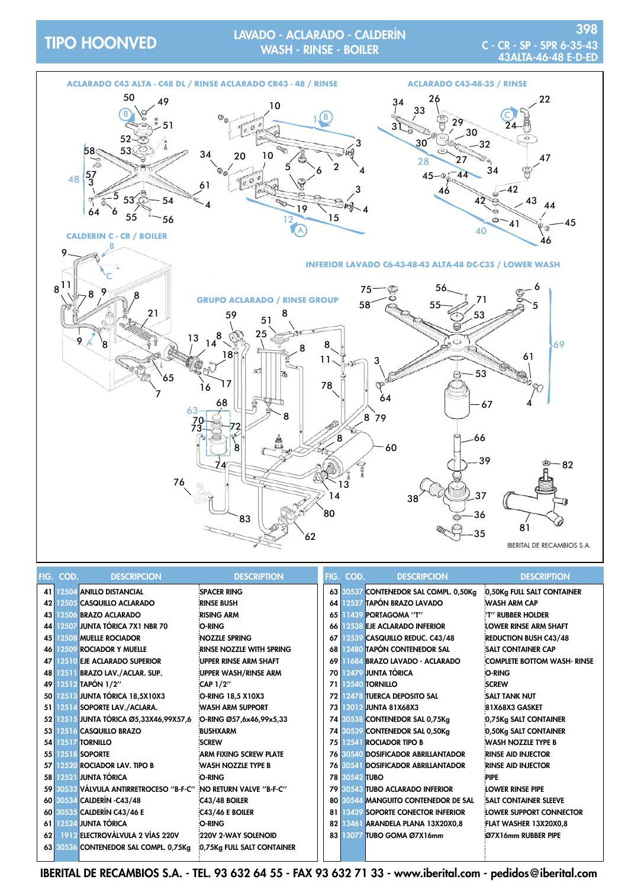# TIPO HOONVED

LAVADO - ACLARADO - CALDERÍN
WASH - RINSE - BOILER

C - CR - SP - SPR 6-35-43
43ALTA-46-48 E-D-ED

ACLARADO C43 ALTA - C48 DL / RINSE ACLARADO CR43 - 48 / RINSE

ACLARADO C43-48-35 / RINSE

CALDERIN C - CR / BOILER

INFERIOR LAVADO C6-43-48-43 ALTA-48 DC-C35 / LOWER WASH

GRUPO ACLARADO / RINSE GROUP

IBERITAL DE RECAMBIOS S.A.

| FIG. | COD. | DESCRIPCION | DESCRIPTION |
|---|---|---|---|
| 41 | 12504 | ANILLO DISTANCIAL | SPACER RING |
| 42 | 12505 | CASQUILLO ACLARADO | RINSE BUSH |
| 43 | 12506 | BRAZO ACLARADO | RISING ARM |
| 44 | 12507 | JUNTA TÓRICA 7X1 NBR 70 | O-RING |
| 45 | 12508 | MUELLE ROCIADOR | NOZZLE SPRING |
| 46 | 12509 | ROCIADOR Y MUELLE | RINSE NOZZLE WITH SPRING |
| 47 | 12510 | EJE ACLARADO SUPERIOR | UPPER RINSE ARM SHAFT |
| 48 | 12511 | BRAZO LAV./ACLAR. SUP. | UPPER WASH/RINSE ARM |
| 49 | 12512 | TAPÓN 1/2" | CAP 1/2" |
| 50 | 12513 | JUNTA TÓRICA 18,5X10X3 | O-RING 18,5 X10X3 |
| 51 | 12514 | SOPORTE LAV./ACLARA. | WASH ARM SUPPORT |
| 52 | 12515 | JUNTA TÓRICA Ø5,33X46,99X57,6 | O-RING Ø57,6x46,99x5,33 |
| 53 | 12516 | CASQUILLO BRAZO | BUSHXARM |
| 54 | 12517 | TORNILLO | SCREW |
| 55 | 12518 | SOPORTE | ARM FIXING SCREW PLATE |
| 57 | 12520 | ROCIADOR LAV. TIPO B | WASH NOZZLE TYPE B |
| 58 | 12521 | JUNTA TÓRICA | O-RING |
| 59 | 30533 | VÁLVULA ANTIRRETROCESO "B-F-C" | NO RETURN VALVE "B-F-C" |
| 60 | 30534 | CALDERÍN -C43/48 | C43/48 BOILER |
| 60 | 30535 | CALDERÍN C43/46 E | C43/46 E BOILER |
| 61 | 12524 | JUNTA TÓRICA | O-RING |
| 62 | 1912 | ELECTROVÁLVULA 2 VÍAS 220V | 220V 2-WAY SOLENOID |
| 63 | 30536 | CONTENEDOR SAL COMPL. 0,75Kg | 0,75Kg FULL SALT CONTAINER |

| FIG. | COD. | DESCRIPCION | DESCRIPTION |
|---|---|---|---|
| 63 | 30537 | CONTENEDOR SAL COMPL. 0,50Kg | 0,50Kg FULL SALT CONTAINER |
| 64 | 12527 | TAPÓN BRAZO LAVADO | WASH ARM CAP |
| 65 | 11439 | PORTAGOMA "T" | "T" RUBBER HOLDER |
| 66 | 12538 | EJE ACLARADO INFERIOR | LOWER RINSE ARM SHAFT |
| 67 | 12539 | CASQUILLO REDUC. C43/48 | REDUCTION BUSH C43/48 |
| 68 | 12480 | TAPÓN CONTENEDOR SAL | SALT CONTAINER CAP |
| 69 | 11684 | BRAZO LAVADO - ACLARADO | COMPLETE BOTTOM WASH- RINSE |
| 70 | 12479 | JUNTA TÓRICA | O-RING |
| 71 | 12540 | TORNILLO | SCREW |
| 72 | 12478 | TUERCA DEPOSITO SAL | SALT TANK NUT |
| 73 | 13012 | JUNTA 81X68X3 | 81X68X3 GASKET |
| 74 | 30538 | CONTENEDOR SAL 0,75Kg | 0,75Kg SALT CONTAINER |
| 74 | 30539 | CONTENEDOR SAL 0,50Kg | 0,50Kg SALT CONTAINER |
| 75 | 12541 | ROCIADOR TIPO B | WASH NOZZLE TYPE B |
| 76 | 30540 | DOSIFICADOR ABRILLANTADOR | RINSE AID INJECTOR |
| 76 | 30541 | DOSIFICADOR ABRILLANTADOR | RINSE AID INJECTOR |
| 78 | 30542 | TUBO | PIPE |
| 79 | 30543 | TUBO ACLARADO INFERIOR | LOWER RINSE PIPE |
| 80 | 30544 | MANGUITO CONTENEDOR DE SAL | SALT CONTAINER SLEEVE |
| 81 | 13429 | SOPORTE CONECTOR INFERIOR | LOWER SUPPORT CONNECTOR |
| 82 | 13461 | ARANDELA PLANA 13X20X0,8 | FLAT WASHER 13X20X0,8 |
| 83 | 13077 | TUBO GOMA Ø7X16mm | Ø7X16mm RUBBER PIPE |

IBERITAL DE RECAMBIOS S.A. - TEL. 93 632 64 55 - FAX 93 632 71 33 - www.iberital.com - pedidos@iberital.com